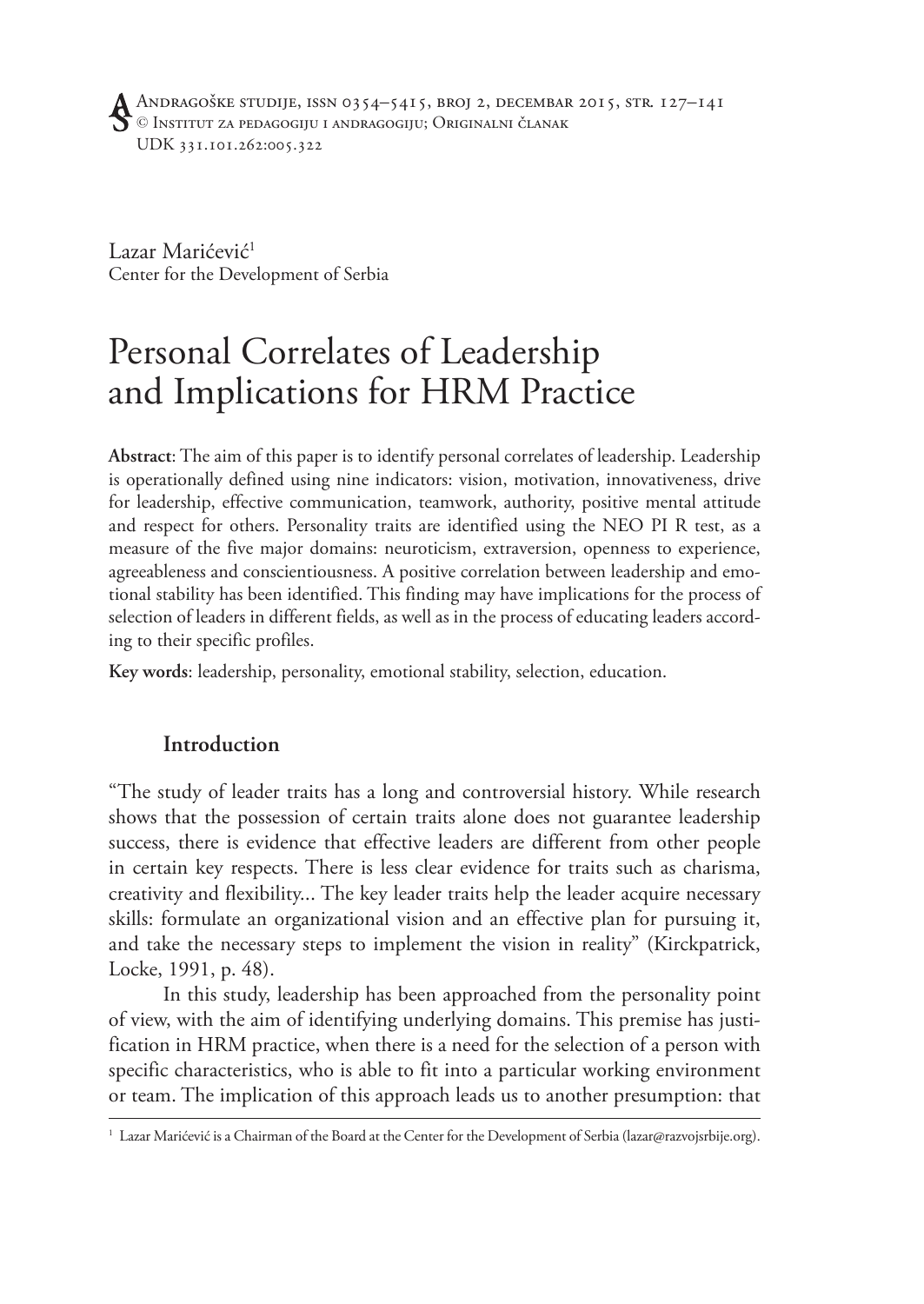Lazar Marićević[1]
Center for the Development of Serbia

# Personal Correlates of Leadership and Implications for HRM Practice

**Abstract**: The aim of this paper is to identify personal correlates of leadership. Leadership is operationally defined using nine indicators: vision, motivation, innovativeness, drive for leadership, effective communication, teamwork, authority, positive mental attitude and respect for others. Personality traits are identified using the NEO PI R test, as a measure of the five major domains: neuroticism, extraversion, openness to experience, agreeableness and conscientiousness. A positive correlation between leadership and emotional stability has been identified. This finding may have implications for the process of selection of leaders in different fields, as well as in the process of educating leaders according to their specific profiles.

**Key words**: leadership, personality, emotional stability, selection, education.

## Introduction

"The study of leader traits has a long and controversial history. While research shows that the possession of certain traits alone does not guarantee leadership success, there is evidence that effective leaders are different from other people in certain key respects. There is less clear evidence for traits such as charisma, creativity and flexibility... The key leader traits help the leader acquire necessary skills: formulate an organizational vision and an effective plan for pursuing it, and take the necessary steps to implement the vision in reality" (Kirckpatrick, Locke, 1991, p. 48).

In this study, leadership has been approached from the personality point of view, with the aim of identifying underlying domains. This premise has justification in HRM practice, when there is a need for the selection of a person with specific characteristics, who is able to fit into a particular working environment or team. The implication of this approach leads us to another presumption: that

[1] Lazar Marićević is a Chairman of the Board at the Center for the Development of Serbia (lazar@razvojsrbije.org).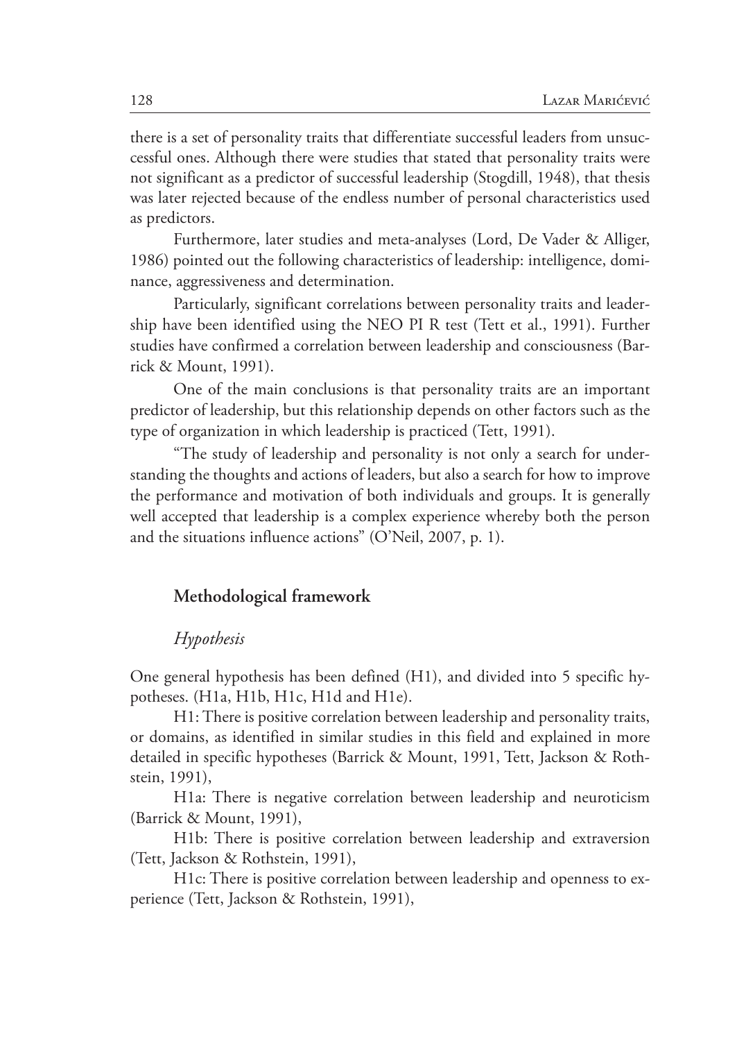there is a set of personality traits that differentiate successful leaders from unsuccessful ones. Although there were studies that stated that personality traits were not significant as a predictor of successful leadership (Stogdill, 1948), that thesis was later rejected because of the endless number of personal characteristics used as predictors.

Furthermore, later studies and meta-analyses (Lord, De Vader & Alliger, 1986) pointed out the following characteristics of leadership: intelligence, dominance, aggressiveness and determination.

Particularly, significant correlations between personality traits and leadership have been identified using the NEO PI R test (Tett et al., 1991). Further studies have confirmed a correlation between leadership and consciousness (Barrick & Mount, 1991).

One of the main conclusions is that personality traits are an important predictor of leadership, but this relationship depends on other factors such as the type of organization in which leadership is practiced (Tett, 1991).

"The study of leadership and personality is not only a search for understanding the thoughts and actions of leaders, but also a search for how to improve the performance and motivation of both individuals and groups. It is generally well accepted that leadership is a complex experience whereby both the person and the situations influence actions" (O'Neil, 2007, p. 1).

## Methodological framework

### *Hypothesis*

One general hypothesis has been defined (H1), and divided into 5 specific hypotheses. (H1a, H1b, H1c, H1d and H1e).

H1: There is positive correlation between leadership and personality traits, or domains, as identified in similar studies in this field and explained in more detailed in specific hypotheses (Barrick & Mount, 1991, Tett, Jackson & Rothstein, 1991),

H1a: There is negative correlation between leadership and neuroticism (Barrick & Mount, 1991),

H1b: There is positive correlation between leadership and extraversion (Tett, Jackson & Rothstein, 1991),

H1c: There is positive correlation between leadership and openness to experience (Tett, Jackson & Rothstein, 1991),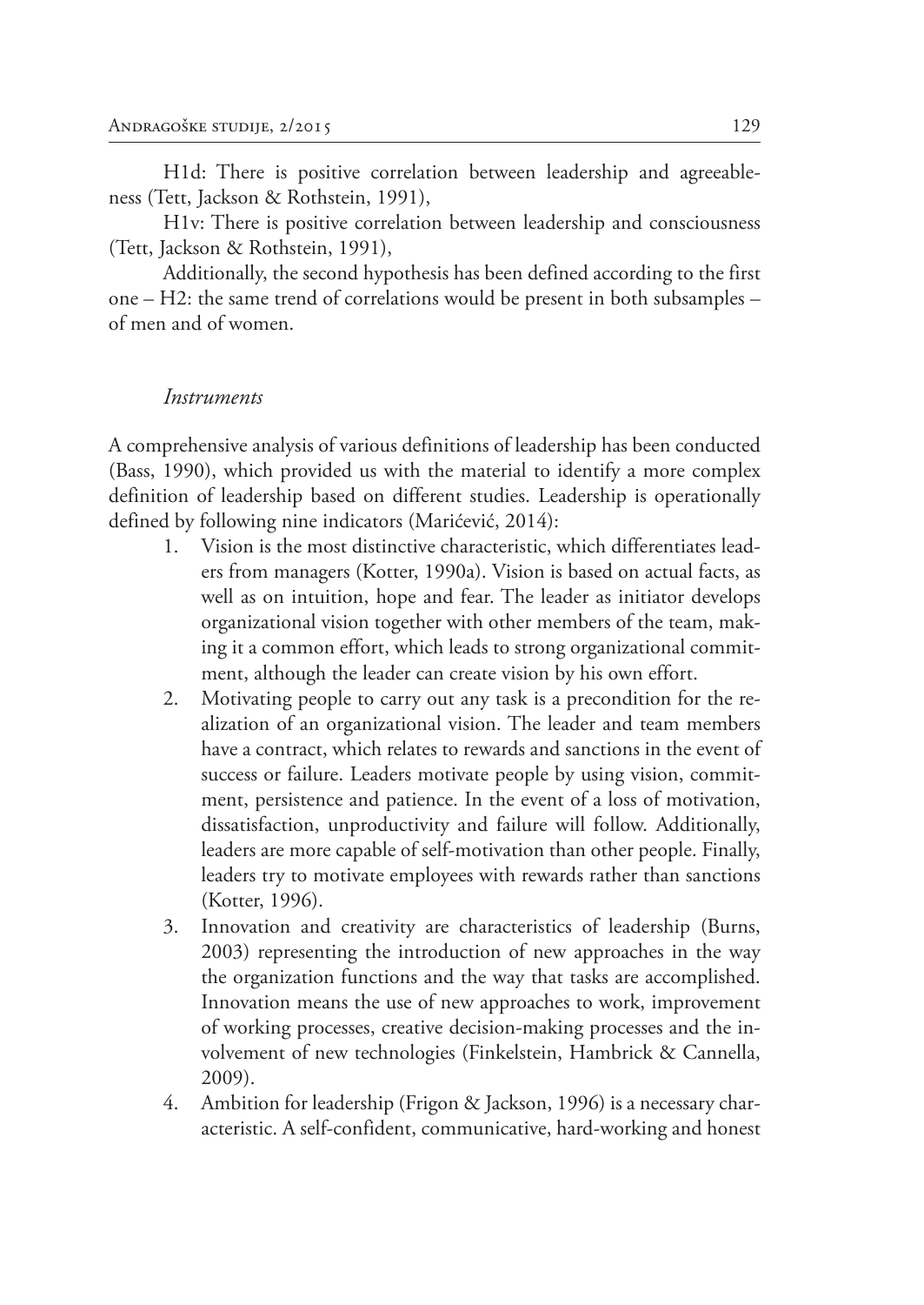H1d: There is positive correlation between leadership and agreeableness (Tett, Jackson & Rothstein, 1991),

H1v: There is positive correlation between leadership and consciousness (Tett, Jackson & Rothstein, 1991),

Additionally, the second hypothesis has been defined according to the first one – H2: the same trend of correlations would be present in both subsamples – of men and of women.

### *Instruments*

A comprehensive analysis of various definitions of leadership has been conducted (Bass, 1990), which provided us with the material to identify a more complex definition of leadership based on different studies. Leadership is operationally defined by following nine indicators (Marićević, 2014):

1. Vision is the most distinctive characteristic, which differentiates leaders from managers (Kotter, 1990a). Vision is based on actual facts, as well as on intuition, hope and fear. The leader as initiator develops organizational vision together with other members of the team, making it a common effort, which leads to strong organizational commitment, although the leader can create vision by his own effort.
2. Motivating people to carry out any task is a precondition for the realization of an organizational vision. The leader and team members have a contract, which relates to rewards and sanctions in the event of success or failure. Leaders motivate people by using vision, commitment, persistence and patience. In the event of a loss of motivation, dissatisfaction, unproductivity and failure will follow. Additionally, leaders are more capable of self-motivation than other people. Finally, leaders try to motivate employees with rewards rather than sanctions (Kotter, 1996).
3. Innovation and creativity are characteristics of leadership (Burns, 2003) representing the introduction of new approaches in the way the organization functions and the way that tasks are accomplished. Innovation means the use of new approaches to work, improvement of working processes, creative decision-making processes and the involvement of new technologies (Finkelstein, Hambrick & Cannella, 2009).
4. Ambition for leadership (Frigon & Jackson, 1996) is a necessary characteristic. A self-confident, communicative, hard-working and honest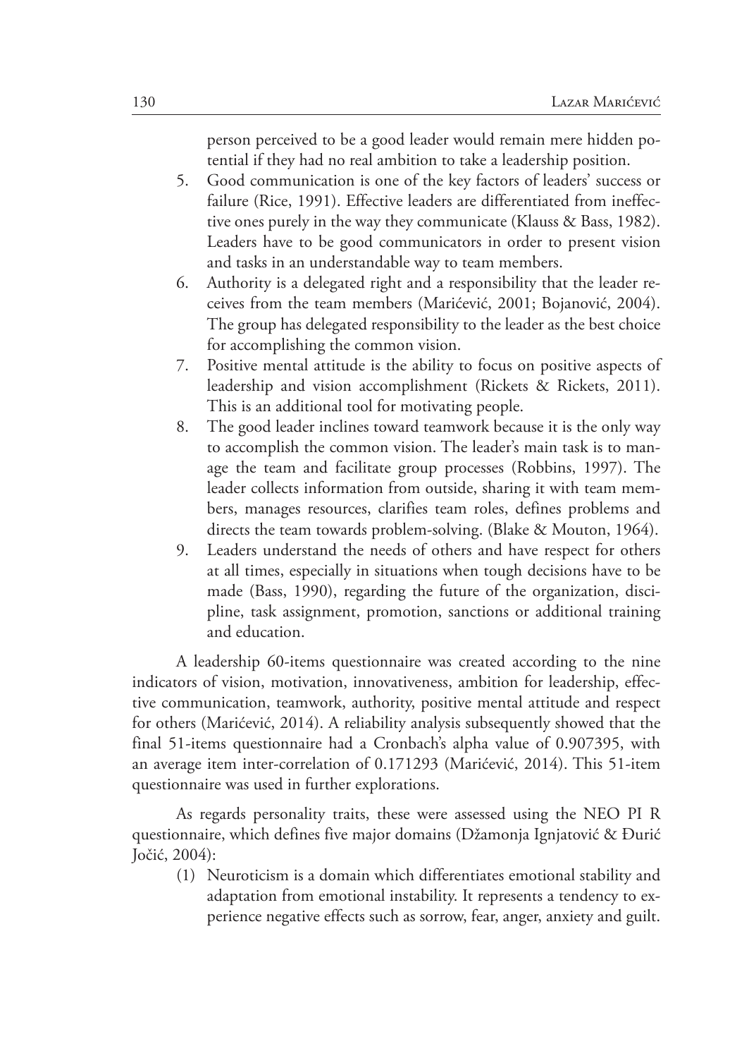person perceived to be a good leader would remain mere hidden potential if they had no real ambition to take a leadership position.

5. Good communication is one of the key factors of leaders' success or failure (Rice, 1991). Effective leaders are differentiated from ineffective ones purely in the way they communicate (Klauss & Bass, 1982). Leaders have to be good communicators in order to present vision and tasks in an understandable way to team members.
6. Authority is a delegated right and a responsibility that the leader receives from the team members (Marićević, 2001; Bojanović, 2004). The group has delegated responsibility to the leader as the best choice for accomplishing the common vision.
7. Positive mental attitude is the ability to focus on positive aspects of leadership and vision accomplishment (Rickets & Rickets, 2011). This is an additional tool for motivating people.
8. The good leader inclines toward teamwork because it is the only way to accomplish the common vision. The leader's main task is to manage the team and facilitate group processes (Robbins, 1997). The leader collects information from outside, sharing it with team members, manages resources, clarifies team roles, defines problems and directs the team towards problem-solving. (Blake & Mouton, 1964).
9. Leaders understand the needs of others and have respect for others at all times, especially in situations when tough decisions have to be made (Bass, 1990), regarding the future of the organization, discipline, task assignment, promotion, sanctions or additional training and education.

A leadership 60-items questionnaire was created according to the nine indicators of vision, motivation, innovativeness, ambition for leadership, effective communication, teamwork, authority, positive mental attitude and respect for others (Marićević, 2014). A reliability analysis subsequently showed that the final 51-items questionnaire had a Cronbach's alpha value of 0.907395, with an average item inter-correlation of 0.171293 (Marićević, 2014). This 51-item questionnaire was used in further explorations.

As regards personality traits, these were assessed using the NEO PI R questionnaire, which defines five major domains (Džamonja Ignjatović & Đurić Jočić, 2004):

(1) Neuroticism is a domain which differentiates emotional stability and adaptation from emotional instability. It represents a tendency to experience negative effects such as sorrow, fear, anger, anxiety and guilt.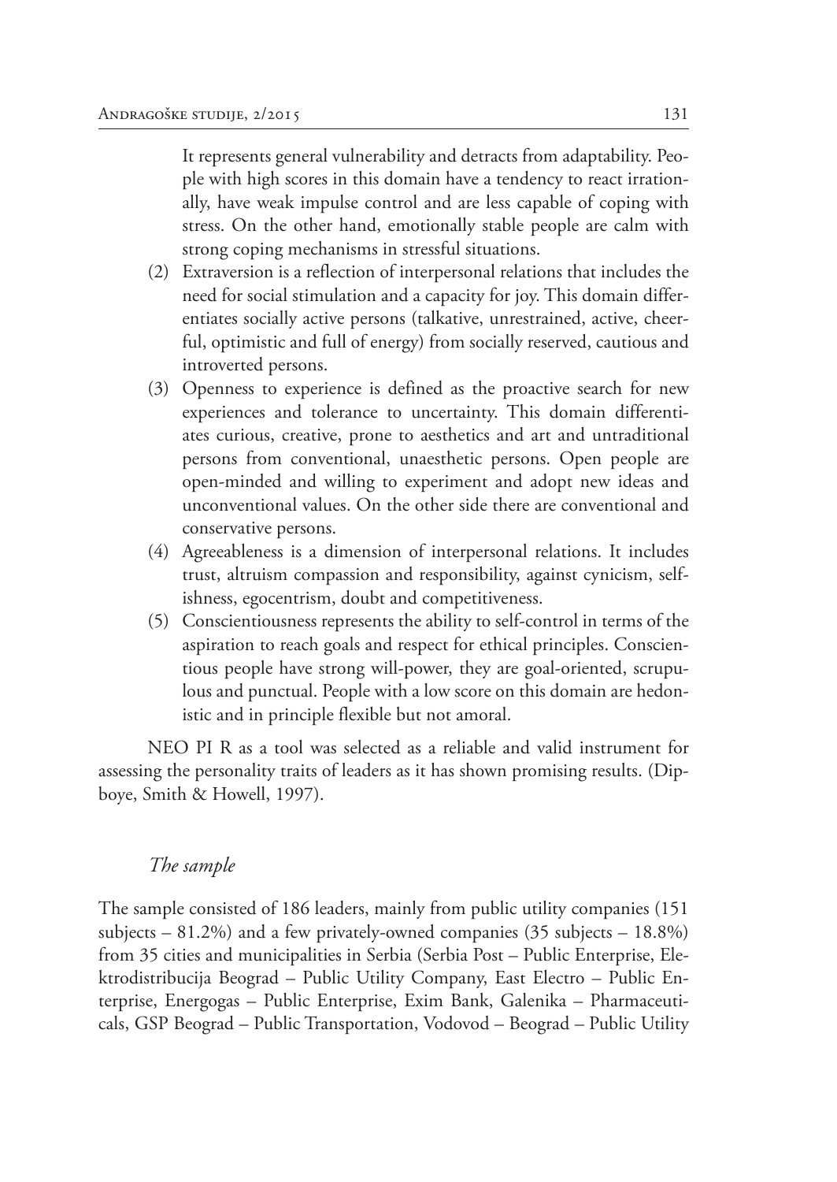It represents general vulnerability and detracts from adaptability. People with high scores in this domain have a tendency to react irrationally, have weak impulse control and are less capable of coping with stress. On the other hand, emotionally stable people are calm with strong coping mechanisms in stressful situations.

(2) Extraversion is a reflection of interpersonal relations that includes the need for social stimulation and a capacity for joy. This domain differentiates socially active persons (talkative, unrestrained, active, cheerful, optimistic and full of energy) from socially reserved, cautious and introverted persons.

(3) Openness to experience is defined as the proactive search for new experiences and tolerance to uncertainty. This domain differentiates curious, creative, prone to aesthetics and art and untraditional persons from conventional, unaesthetic persons. Open people are open-minded and willing to experiment and adopt new ideas and unconventional values. On the other side there are conventional and conservative persons.

(4) Agreeableness is a dimension of interpersonal relations. It includes trust, altruism compassion and responsibility, against cynicism, selfishness, egocentrism, doubt and competitiveness.

(5) Conscientiousness represents the ability to self-control in terms of the aspiration to reach goals and respect for ethical principles. Conscientious people have strong will-power, they are goal-oriented, scrupulous and punctual. People with a low score on this domain are hedonistic and in principle flexible but not amoral.

NEO PI R as a tool was selected as a reliable and valid instrument for assessing the personality traits of leaders as it has shown promising results. (Dipboye, Smith & Howell, 1997).

### *The sample*

The sample consisted of 186 leaders, mainly from public utility companies (151 subjects – 81.2%) and a few privately-owned companies (35 subjects – 18.8%) from 35 cities and municipalities in Serbia (Serbia Post – Public Enterprise, Elektrodistribucija Beograd – Public Utility Company, East Electro – Public Enterprise, Energogas – Public Enterprise, Exim Bank, Galenika – Pharmaceuticals, GSP Beograd – Public Transportation, Vodovod – Beograd – Public Utility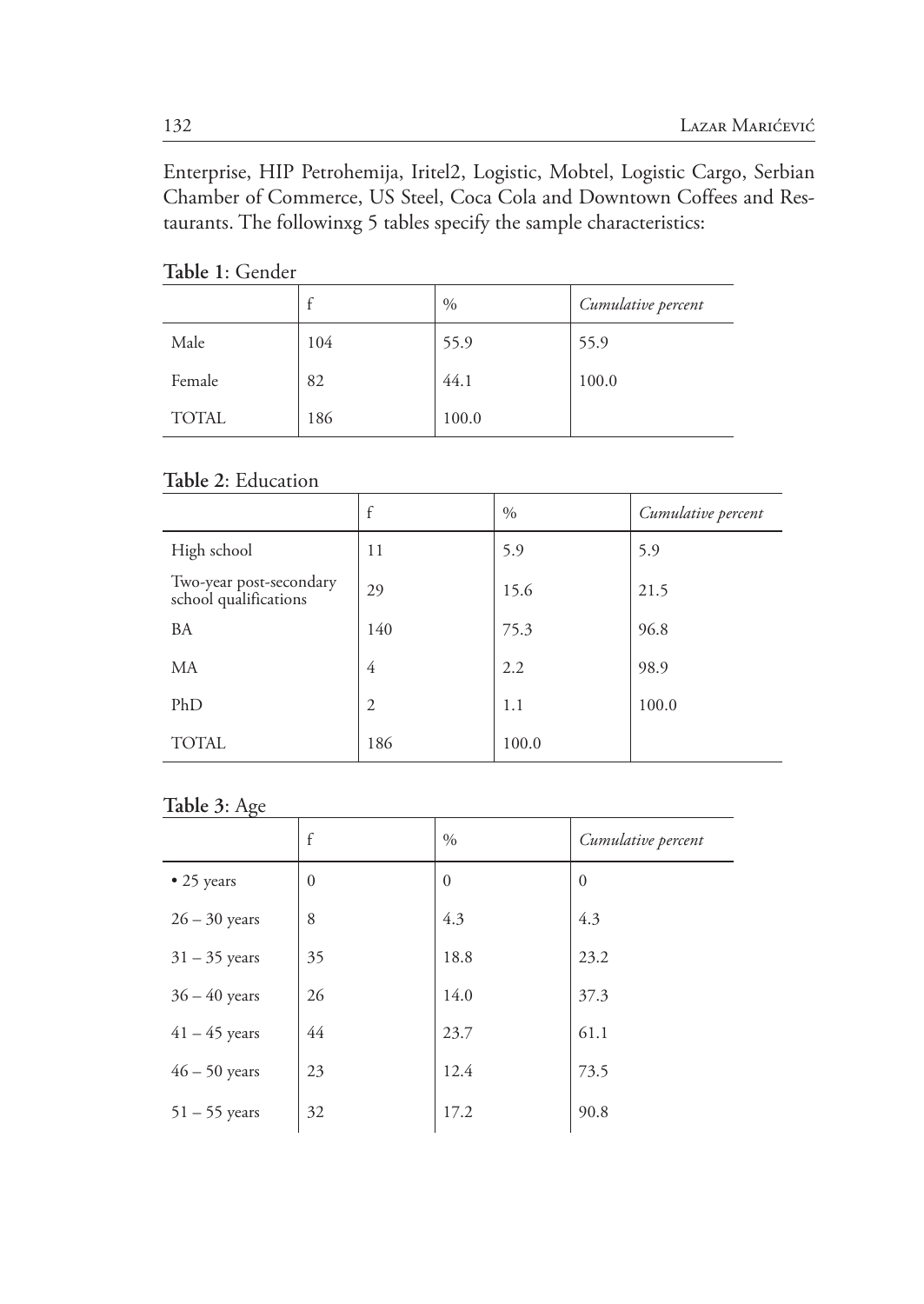Enterprise, HIP Petrohemija, Iritel2, Logistic, Mobtel, Logistic Cargo, Serbian Chamber of Commerce, US Steel, Coca Cola and Downtown Coffees and Restaurants. The followinxg 5 tables specify the sample characteristics:

**Table 1**: Gender

| | f | % | *Cumulative percent* |
|---|---|---|---|
| Male | 104 | 55.9 | 55.9 |
| Female | 82 | 44.1 | 100.0 |
| TOTAL | 186 | 100.0 | |

**Table 2**: Education

| | f | % | *Cumulative percent* |
|---|---|---|---|
| High school | 11 | 5.9 | 5.9 |
| Two-year post-secondary school qualifications | 29 | 15.6 | 21.5 |
| BA | 140 | 75.3 | 96.8 |
| MA | 4 | 2.2 | 98.9 |
| PhD | 2 | 1.1 | 100.0 |
| TOTAL | 186 | 100.0 | |

**Table 3**: Age

| | f | % | *Cumulative percent* |
|---|---|---|---|
| • 25 years | 0 | 0 | 0 |
| 26 – 30 years | 8 | 4.3 | 4.3 |
| 31 – 35 years | 35 | 18.8 | 23.2 |
| 36 – 40 years | 26 | 14.0 | 37.3 |
| 41 – 45 years | 44 | 23.7 | 61.1 |
| 46 – 50 years | 23 | 12.4 | 73.5 |
| 51 – 55 years | 32 | 17.2 | 90.8 |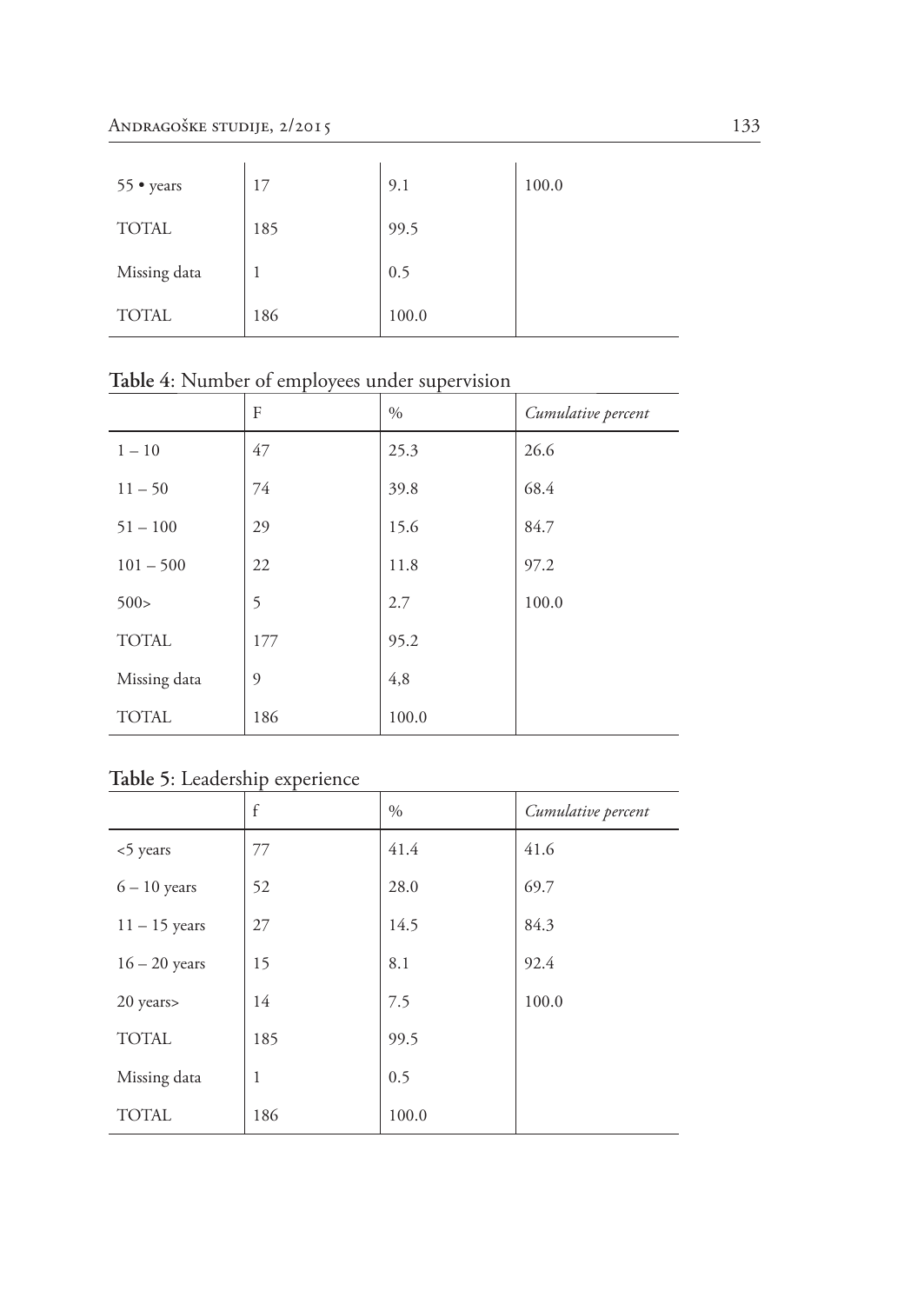| | | | |
|---|---|---|---|
| 55 • years | 17 | 9.1 | 100.0 |
| TOTAL | 185 | 99.5 | |
| Missing data | 1 | 0.5 | |
| TOTAL | 186 | 100.0 | |

**Table 4**: Number of employees under supervision

| | F | % | *Cumulative percent* |
|---|---|---|---|
| 1 – 10 | 47 | 25.3 | 26.6 |
| 11 – 50 | 74 | 39.8 | 68.4 |
| 51 – 100 | 29 | 15.6 | 84.7 |
| 101 – 500 | 22 | 11.8 | 97.2 |
| 500> | 5 | 2.7 | 100.0 |
| TOTAL | 177 | 95.2 | |
| Missing data | 9 | 4,8 | |
| TOTAL | 186 | 100.0 | |

**Table 5**: Leadership experience

| | f | % | *Cumulative percent* |
|---|---|---|---|
| <5 years | 77 | 41.4 | 41.6 |
| 6 – 10 years | 52 | 28.0 | 69.7 |
| 11 – 15 years | 27 | 14.5 | 84.3 |
| 16 – 20 years | 15 | 8.1 | 92.4 |
| 20 years> | 14 | 7.5 | 100.0 |
| TOTAL | 185 | 99.5 | |
| Missing data | 1 | 0.5 | |
| TOTAL | 186 | 100.0 | |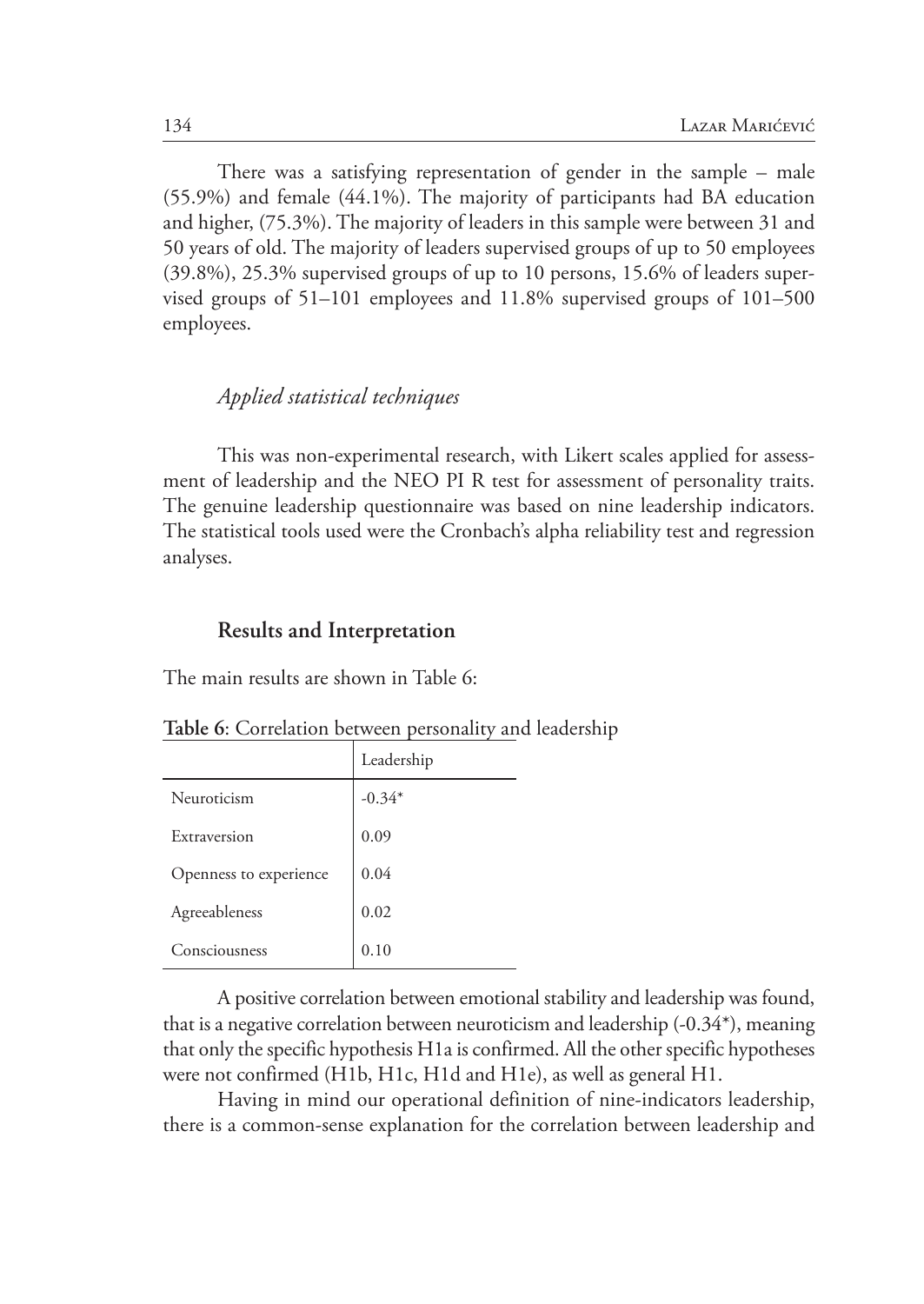There was a satisfying representation of gender in the sample – male (55.9%) and female (44.1%). The majority of participants had BA education and higher, (75.3%). The majority of leaders in this sample were between 31 and 50 years of old. The majority of leaders supervised groups of up to 50 employees (39.8%), 25.3% supervised groups of up to 10 persons, 15.6% of leaders supervised groups of 51–101 employees and 11.8% supervised groups of 101–500 employees.

### *Applied statistical techniques*

This was non-experimental research, with Likert scales applied for assessment of leadership and the NEO PI R test for assessment of personality traits. The genuine leadership questionnaire was based on nine leadership indicators. The statistical tools used were the Cronbach's alpha reliability test and regression analyses.

## Results and Interpretation

The main results are shown in Table 6:

**Table 6**: Correlation between personality and leadership

| | Leadership |
|---|---|
| Neuroticism | -0.34* |
| Extraversion | 0.09 |
| Openness to experience | 0.04 |
| Agreeableness | 0.02 |
| Consciousness | 0.10 |

A positive correlation between emotional stability and leadership was found, that is a negative correlation between neuroticism and leadership (-0.34*), meaning that only the specific hypothesis H1a is confirmed. All the other specific hypotheses were not confirmed (H1b, H1c, H1d and H1e), as well as general H1.

Having in mind our operational definition of nine-indicators leadership, there is a common-sense explanation for the correlation between leadership and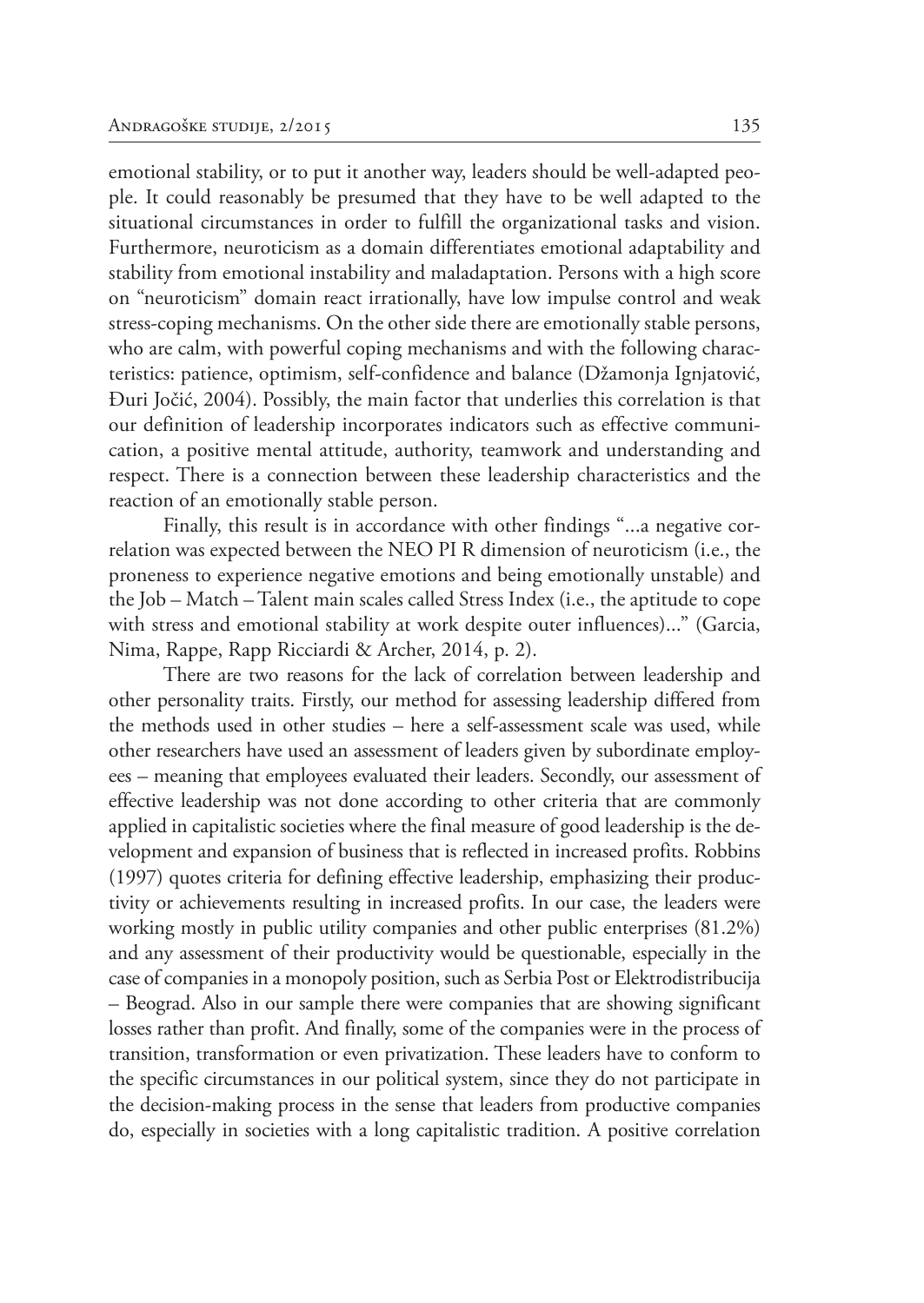emotional stability, or to put it another way, leaders should be well-adapted people. It could reasonably be presumed that they have to be well adapted to the situational circumstances in order to fulfill the organizational tasks and vision. Furthermore, neuroticism as a domain differentiates emotional adaptability and stability from emotional instability and maladaptation. Persons with a high score on "neuroticism" domain react irrationally, have low impulse control and weak stress-coping mechanisms. On the other side there are emotionally stable persons, who are calm, with powerful coping mechanisms and with the following characteristics: patience, optimism, self-confidence and balance (Džamonja Ignjatović, Đuri Jočić, 2004). Possibly, the main factor that underlies this correlation is that our definition of leadership incorporates indicators such as effective communication, a positive mental attitude, authority, teamwork and understanding and respect. There is a connection between these leadership characteristics and the reaction of an emotionally stable person.

Finally, this result is in accordance with other findings "...a negative correlation was expected between the NEO PI R dimension of neuroticism (i.e., the proneness to experience negative emotions and being emotionally unstable) and the Job – Match – Talent main scales called Stress Index (i.e., the aptitude to cope with stress and emotional stability at work despite outer influences)..." (Garcia, Nima, Rappe, Rapp Ricciardi & Archer, 2014, p. 2).

There are two reasons for the lack of correlation between leadership and other personality traits. Firstly, our method for assessing leadership differed from the methods used in other studies – here a self-assessment scale was used, while other researchers have used an assessment of leaders given by subordinate employees – meaning that employees evaluated their leaders. Secondly, our assessment of effective leadership was not done according to other criteria that are commonly applied in capitalistic societies where the final measure of good leadership is the development and expansion of business that is reflected in increased profits. Robbins (1997) quotes criteria for defining effective leadership, emphasizing their productivity or achievements resulting in increased profits. In our case, the leaders were working mostly in public utility companies and other public enterprises (81.2%) and any assessment of their productivity would be questionable, especially in the case of companies in a monopoly position, such as Serbia Post or Elektrodistribucija – Beograd. Also in our sample there were companies that are showing significant losses rather than profit. And finally, some of the companies were in the process of transition, transformation or even privatization. These leaders have to conform to the specific circumstances in our political system, since they do not participate in the decision-making process in the sense that leaders from productive companies do, especially in societies with a long capitalistic tradition. A positive correlation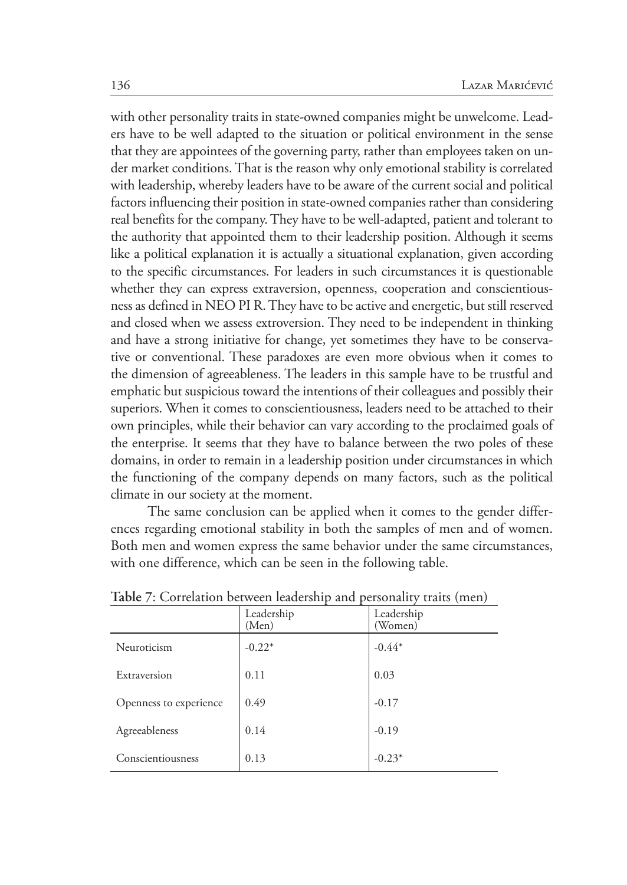with other personality traits in state-owned companies might be unwelcome. Leaders have to be well adapted to the situation or political environment in the sense that they are appointees of the governing party, rather than employees taken on under market conditions. That is the reason why only emotional stability is correlated with leadership, whereby leaders have to be aware of the current social and political factors influencing their position in state-owned companies rather than considering real benefits for the company. They have to be well-adapted, patient and tolerant to the authority that appointed them to their leadership position. Although it seems like a political explanation it is actually a situational explanation, given according to the specific circumstances. For leaders in such circumstances it is questionable whether they can express extraversion, openness, cooperation and conscientiousness as defined in NEO PI R. They have to be active and energetic, but still reserved and closed when we assess extroversion. They need to be independent in thinking and have a strong initiative for change, yet sometimes they have to be conservative or conventional. These paradoxes are even more obvious when it comes to the dimension of agreeableness. The leaders in this sample have to be trustful and emphatic but suspicious toward the intentions of their colleagues and possibly their superiors. When it comes to conscientiousness, leaders need to be attached to their own principles, while their behavior can vary according to the proclaimed goals of the enterprise. It seems that they have to balance between the two poles of these domains, in order to remain in a leadership position under circumstances in which the functioning of the company depends on many factors, such as the political climate in our society at the moment.

The same conclusion can be applied when it comes to the gender differences regarding emotional stability in both the samples of men and of women. Both men and women express the same behavior under the same circumstances, with one difference, which can be seen in the following table.

**Table 7**: Correlation between leadership and personality traits (men)

| | Leadership (Men) | Leadership (Women) |
|---|---|---|
| Neuroticism | -0.22* | -0.44* |
| Extraversion | 0.11 | 0.03 |
| Openness to experience | 0.49 | -0.17 |
| Agreeableness | 0.14 | -0.19 |
| Conscientiousness | 0.13 | -0.23* |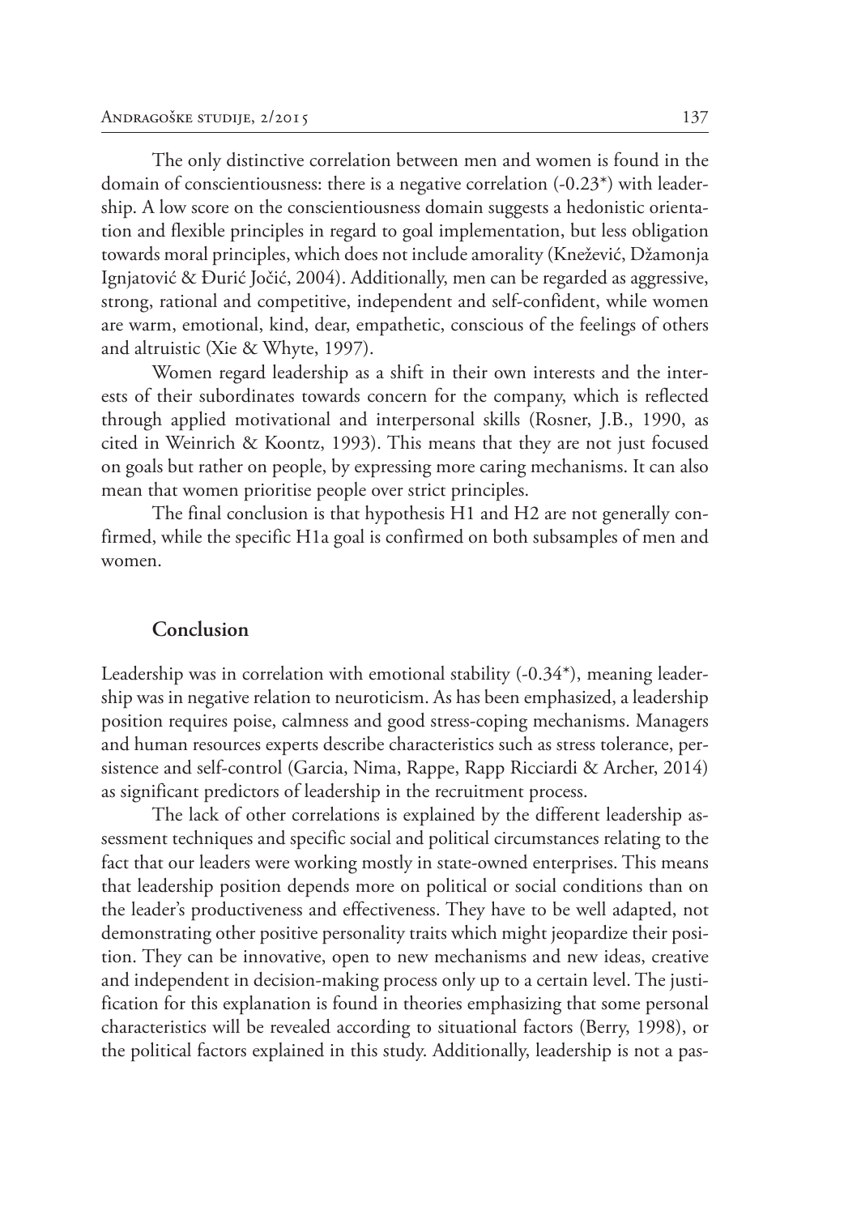The only distinctive correlation between men and women is found in the domain of conscientiousness: there is a negative correlation (-0.23*) with leadership. A low score on the conscientiousness domain suggests a hedonistic orientation and flexible principles in regard to goal implementation, but less obligation towards moral principles, which does not include amorality (Knežević, Džamonja Ignjatović & Đurić Jočić, 2004). Additionally, men can be regarded as aggressive, strong, rational and competitive, independent and self-confident, while women are warm, emotional, kind, dear, empathetic, conscious of the feelings of others and altruistic (Xie & Whyte, 1997).

Women regard leadership as a shift in their own interests and the interests of their subordinates towards concern for the company, which is reflected through applied motivational and interpersonal skills (Rosner, J.B., 1990, as cited in Weinrich & Koontz, 1993). This means that they are not just focused on goals but rather on people, by expressing more caring mechanisms. It can also mean that women prioritise people over strict principles.

The final conclusion is that hypothesis H1 and H2 are not generally confirmed, while the specific H1a goal is confirmed on both subsamples of men and women.

## Conclusion

Leadership was in correlation with emotional stability (-0.34*), meaning leadership was in negative relation to neuroticism. As has been emphasized, a leadership position requires poise, calmness and good stress-coping mechanisms. Managers and human resources experts describe characteristics such as stress tolerance, persistence and self-control (Garcia, Nima, Rappe, Rapp Ricciardi & Archer, 2014) as significant predictors of leadership in the recruitment process.

The lack of other correlations is explained by the different leadership assessment techniques and specific social and political circumstances relating to the fact that our leaders were working mostly in state-owned enterprises. This means that leadership position depends more on political or social conditions than on the leader's productiveness and effectiveness. They have to be well adapted, not demonstrating other positive personality traits which might jeopardize their position. They can be innovative, open to new mechanisms and new ideas, creative and independent in decision-making process only up to a certain level. The justification for this explanation is found in theories emphasizing that some personal characteristics will be revealed according to situational factors (Berry, 1998), or the political factors explained in this study. Additionally, leadership is not a pas-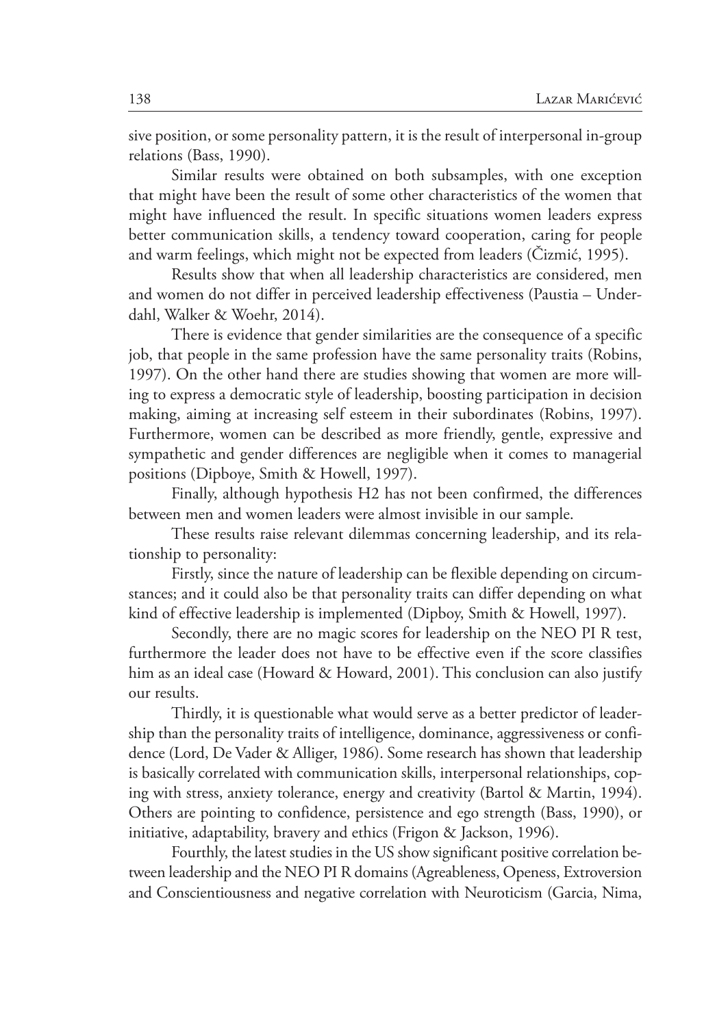sive position, or some personality pattern, it is the result of interpersonal in-group relations (Bass, 1990).

Similar results were obtained on both subsamples, with one exception that might have been the result of some other characteristics of the women that might have influenced the result. In specific situations women leaders express better communication skills, a tendency toward cooperation, caring for people and warm feelings, which might not be expected from leaders (Čizmić, 1995).

Results show that when all leadership characteristics are considered, men and women do not differ in perceived leadership effectiveness (Paustia – Underdahl, Walker & Woehr, 2014).

There is evidence that gender similarities are the consequence of a specific job, that people in the same profession have the same personality traits (Robins, 1997). On the other hand there are studies showing that women are more willing to express a democratic style of leadership, boosting participation in decision making, aiming at increasing self esteem in their subordinates (Robins, 1997). Furthermore, women can be described as more friendly, gentle, expressive and sympathetic and gender differences are negligible when it comes to managerial positions (Dipboye, Smith & Howell, 1997).

Finally, although hypothesis H2 has not been confirmed, the differences between men and women leaders were almost invisible in our sample.

These results raise relevant dilemmas concerning leadership, and its relationship to personality:

Firstly, since the nature of leadership can be flexible depending on circumstances; and it could also be that personality traits can differ depending on what kind of effective leadership is implemented (Dipboy, Smith & Howell, 1997).

Secondly, there are no magic scores for leadership on the NEO PI R test, furthermore the leader does not have to be effective even if the score classifies him as an ideal case (Howard & Howard, 2001). This conclusion can also justify our results.

Thirdly, it is questionable what would serve as a better predictor of leadership than the personality traits of intelligence, dominance, aggressiveness or confidence (Lord, De Vader & Alliger, 1986). Some research has shown that leadership is basically correlated with communication skills, interpersonal relationships, coping with stress, anxiety tolerance, energy and creativity (Bartol & Martin, 1994). Others are pointing to confidence, persistence and ego strength (Bass, 1990), or initiative, adaptability, bravery and ethics (Frigon & Jackson, 1996).

Fourthly, the latest studies in the US show significant positive correlation between leadership and the NEO PI R domains (Agreableness, Openess, Extroversion and Conscientiousness and negative correlation with Neuroticism (Garcia, Nima,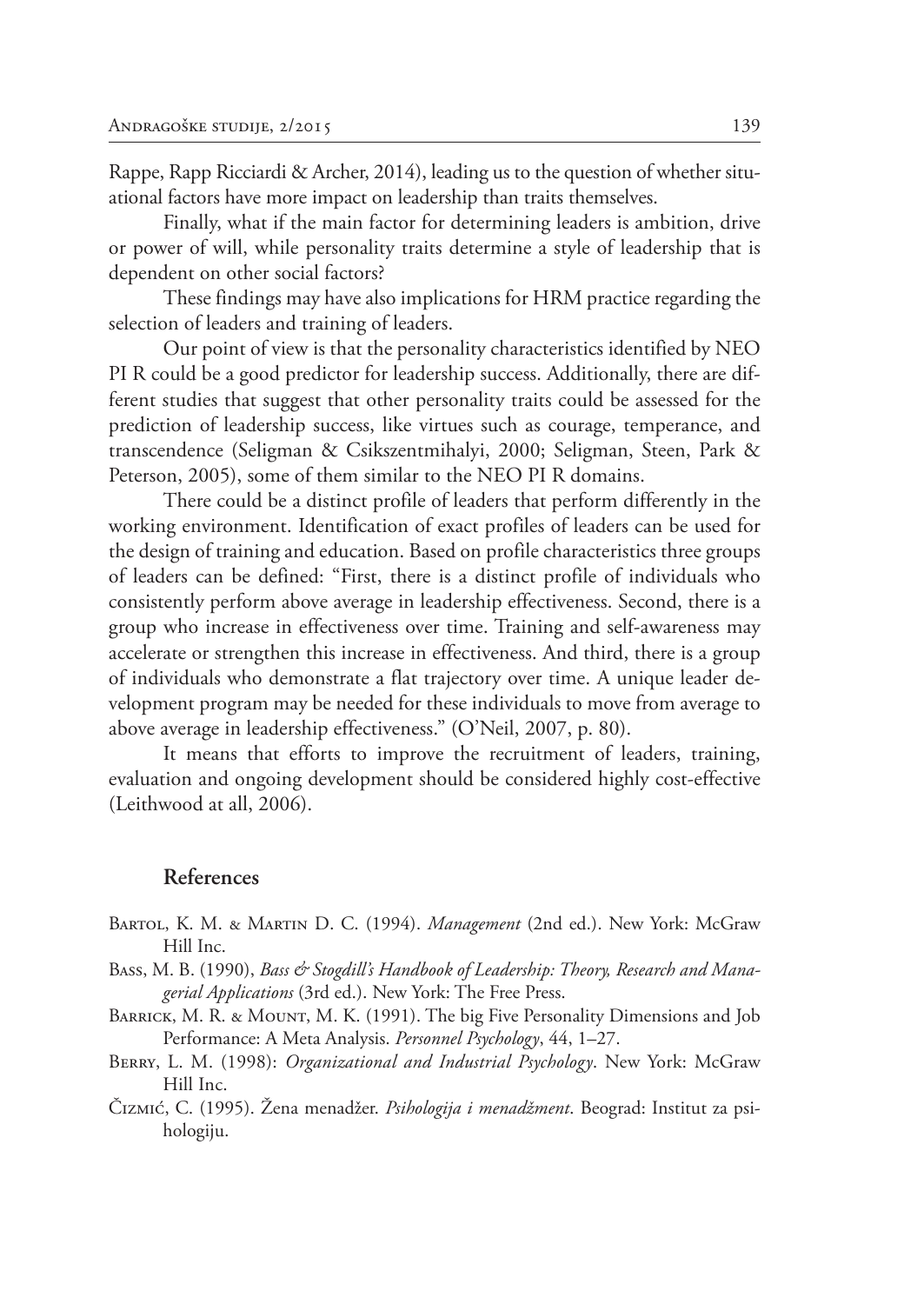Rappe, Rapp Ricciardi & Archer, 2014), leading us to the question of whether situational factors have more impact on leadership than traits themselves.

Finally, what if the main factor for determining leaders is ambition, drive or power of will, while personality traits determine a style of leadership that is dependent on other social factors?

These findings may have also implications for HRM practice regarding the selection of leaders and training of leaders.

Our point of view is that the personality characteristics identified by NEO PI R could be a good predictor for leadership success. Additionally, there are different studies that suggest that other personality traits could be assessed for the prediction of leadership success, like virtues such as courage, temperance, and transcendence (Seligman & Csikszentmihalyi, 2000; Seligman, Steen, Park & Peterson, 2005), some of them similar to the NEO PI R domains.

There could be a distinct profile of leaders that perform differently in the working environment. Identification of exact profiles of leaders can be used for the design of training and education. Based on profile characteristics three groups of leaders can be defined: "First, there is a distinct profile of individuals who consistently perform above average in leadership effectiveness. Second, there is a group who increase in effectiveness over time. Training and self-awareness may accelerate or strengthen this increase in effectiveness. And third, there is a group of individuals who demonstrate a flat trajectory over time. A unique leader development program may be needed for these individuals to move from average to above average in leadership effectiveness." (O'Neil, 2007, p. 80).

It means that efforts to improve the recruitment of leaders, training, evaluation and ongoing development should be considered highly cost-effective (Leithwood at all, 2006).

## References

Bartol, K. M. & Martin D. C. (1994). *Management* (2nd ed.). New York: McGraw Hill Inc.

Bass, M. B. (1990), *Bass & Stogdill's Handbook of Leadership: Theory, Research and Managerial Applications* (3rd ed.). New York: The Free Press.

Barrick, M. R. & Mount, M. K. (1991). The big Five Personality Dimensions and Job Performance: A Meta Analysis. *Personnel Psychology*, 44, 1–27.

Berry, L. M. (1998): *Organizational and Industrial Psychology*. New York: McGraw Hill Inc.

Čizmić, C. (1995). Žena menadžer. *Psihologija i menadžment*. Beograd: Institut za psihologiju.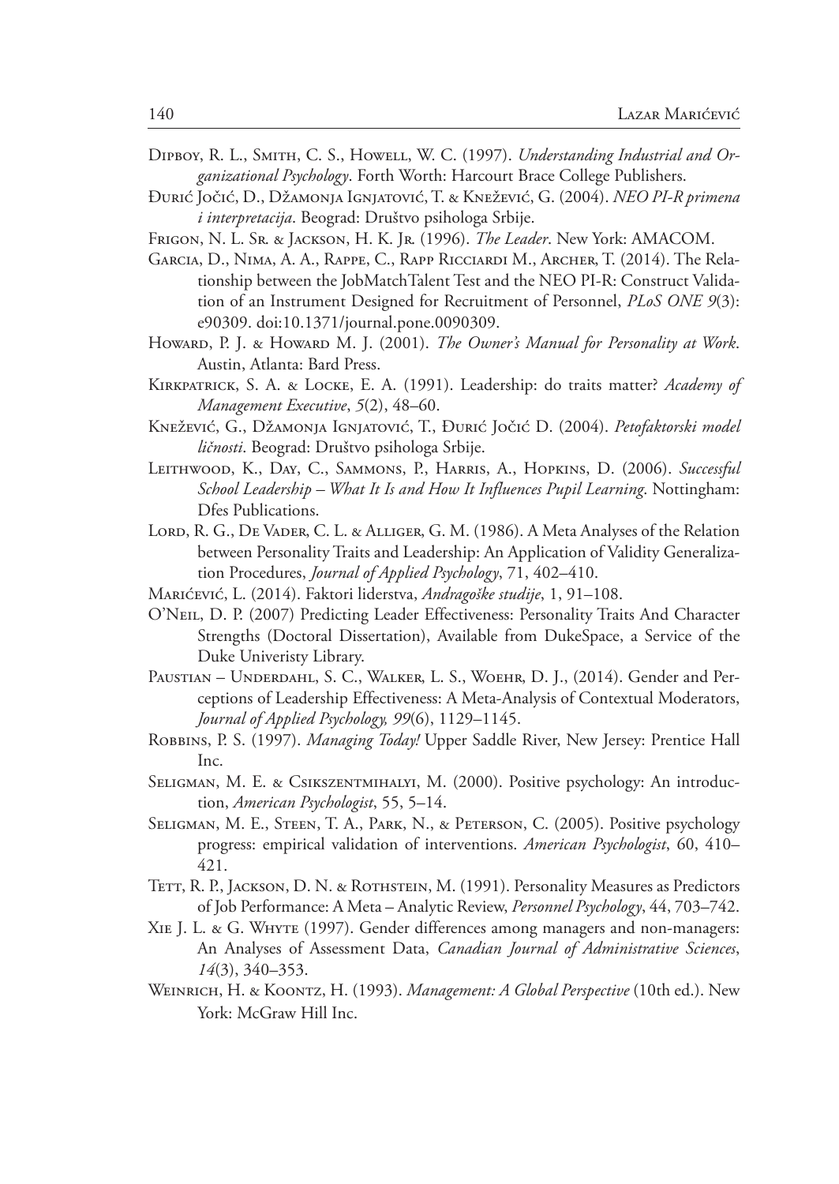Dipboy, R. L., Smith, C. S., Howell, W. C. (1997). *Understanding Industrial and Organizational Psychology*. Forth Worth: Harcourt Brace College Publishers.

Đurić Jočić, D., Džamonja Ignjatović, T. & Knežević, G. (2004). *NEO PI-R primena i interpretacija*. Beograd: Društvo psihologa Srbije.

Frigon, N. L. Sr. & Jackson, H. K. Jr. (1996). *The Leader*. New York: AMACOM.

Garcia, D., Nima, A. A., Rappe, C., Rapp Ricciardi M., Archer, T. (2014). The Relationship between the JobMatchTalent Test and the NEO PI-R: Construct Validation of an Instrument Designed for Recruitment of Personnel, *PLoS ONE 9*(3): e90309. doi:10.1371/journal.pone.0090309.

Howard, P. J. & Howard M. J. (2001). *The Owner's Manual for Personality at Work*. Austin, Atlanta: Bard Press.

Kirkpatrick, S. A. & Locke, E. A. (1991). Leadership: do traits matter? *Academy of Management Executive*, *5*(2), 48–60.

Knežević, G., Džamonja Ignjatović, T., Đurić Jočić D. (2004). *Petofaktorski model ličnosti*. Beograd: Društvo psihologa Srbije.

Leithwood, K., Day, C., Sammons, P., Harris, A., Hopkins, D. (2006). *Successful School Leadership – What It Is and How It Influences Pupil Learning*. Nottingham: Dfes Publications.

Lord, R. G., De Vader, C. L. & Alliger, G. M. (1986). A Meta Analyses of the Relation between Personality Traits and Leadership: An Application of Validity Generalization Procedures, *Journal of Applied Psychology*, 71, 402–410.

Marićević, L. (2014). Faktori liderstva, *Andragoške studije*, 1, 91–108.

O'Neil, D. P. (2007) Predicting Leader Effectiveness: Personality Traits And Character Strengths (Doctoral Dissertation), Available from DukeSpace, a Service of the Duke Univeristy Library.

Paustian – Underdahl, S. C., Walker, L. S., Woehr, D. J., (2014). Gender and Perceptions of Leadership Effectiveness: A Meta-Analysis of Contextual Moderators, *Journal of Applied Psychology, 99*(6), 1129–1145.

Robbins, P. S. (1997). *Managing Today!* Upper Saddle River, New Jersey: Prentice Hall Inc.

Seligman, M. E. & Csikszentmihalyi, M. (2000). Positive psychology: An introduction, *American Psychologist*, 55, 5–14.

Seligman, M. E., Steen, T. A., Park, N., & Peterson, C. (2005). Positive psychology progress: empirical validation of interventions. *American Psychologist*, 60, 410–421.

Tett, R. P., Jackson, D. N. & Rothstein, M. (1991). Personality Measures as Predictors of Job Performance: A Meta – Analytic Review, *Personnel Psychology*, 44, 703–742.

Xie J. L. & G. Whyte (1997). Gender differences among managers and non-managers: An Analyses of Assessment Data, *Canadian Journal of Administrative Sciences*, *14*(3), 340–353.

Weinrich, H. & Koontz, H. (1993). *Management: A Global Perspective* (10th ed.). New York: McGraw Hill Inc.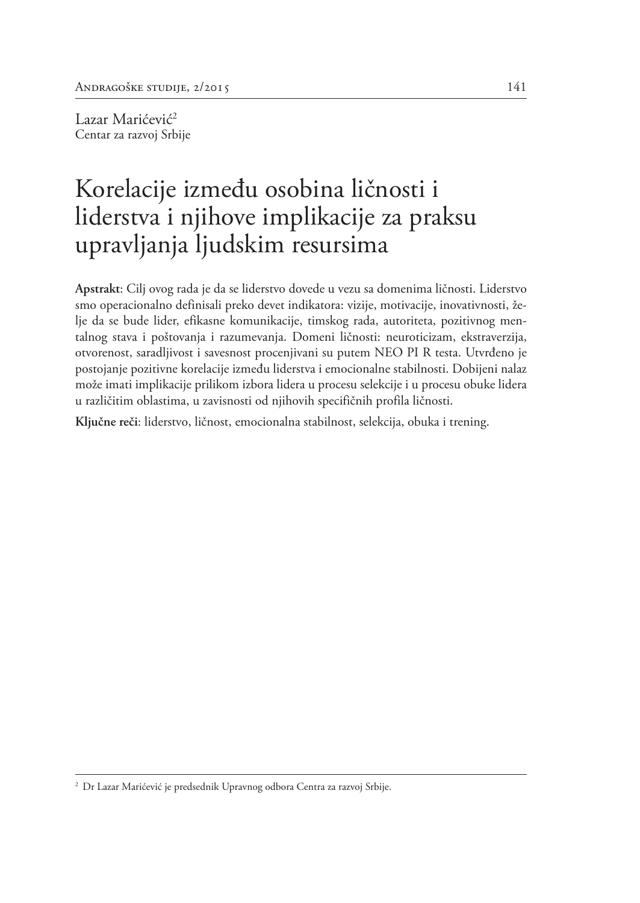Lazar Marićević[2]
Centar za razvoj Srbije

# Korelacije između osobina ličnosti i liderstva i njihove implikacije za praksu upravljanja ljudskim resursima

**Apstrakt**: Cilj ovog rada je da se liderstvo dovede u vezu sa domenima ličnosti. Liderstvo smo operacionalno definisali preko devet indikatora: vizije, motivacije, inovativnosti, želje da se bude lider, efikasne komunikacije, timskog rada, autoriteta, pozitivnog mentalnog stava i poštovanja i razumevanja. Domeni ličnosti: neuroticizam, ekstraverzija, otvorenost, saradljivost i savesnost procenjivani su putem NEO PI R testa. Utvrđeno je postojanje pozitivne korelacije između liderstva i emocionalne stabilnosti. Dobijeni nalaz može imati implikacije prilikom izbora lidera u procesu selekcije i u procesu obuke lidera u različitim oblastima, u zavisnosti od njihovih specifičnih profila ličnosti.

**Ključne reči**: liderstvo, ličnost, emocionalna stabilnost, selekcija, obuka i trening.

---

[2] Dr Lazar Marićević je predsednik Upravnog odbora Centra za razvoj Srbije.